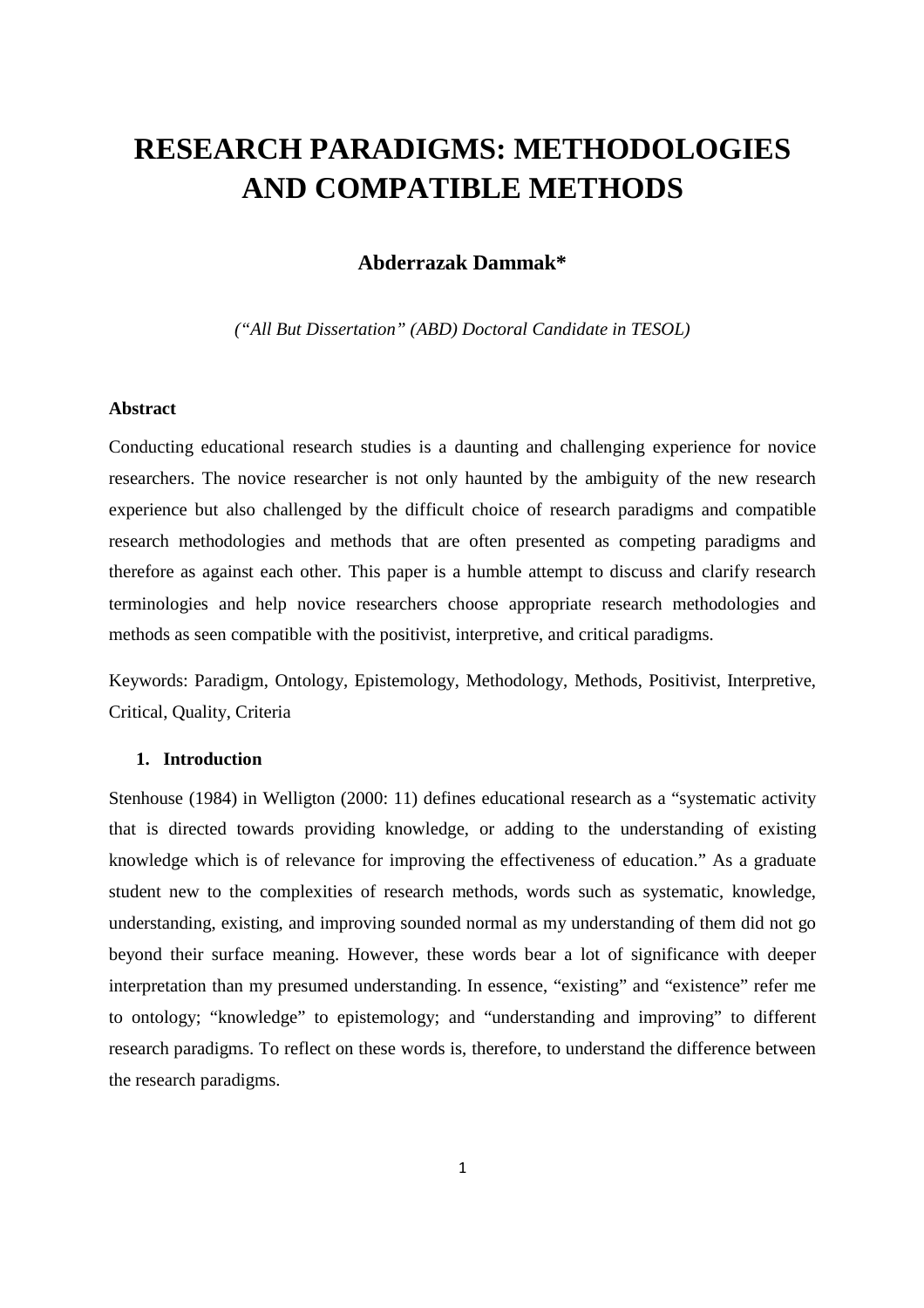# RESEARCH PARADIGMS: METHODOLOGIES AND COMPATIBLE METHODS

**Abderrazak Dammak***

*("All But Dissertation" (ABD) Doctoral Candidate in TESOL)*

**Abstract**

Conducting educational research studies is a daunting and challenging experience for novice researchers. The novice researcher is not only haunted by the ambiguity of the new research experience but also challenged by the difficult choice of research paradigms and compatible research methodologies and methods that are often presented as competing paradigms and therefore as against each other. This paper is a humble attempt to discuss and clarify research terminologies and help novice researchers choose appropriate research methodologies and methods as seen compatible with the positivist, interpretive, and critical paradigms.

Keywords: Paradigm, Ontology, Epistemology, Methodology, Methods, Positivist, Interpretive, Critical, Quality, Criteria

## 1. Introduction

Stenhouse (1984) in Welligton (2000: 11) defines educational research as a "systematic activity that is directed towards providing knowledge, or adding to the understanding of existing knowledge which is of relevance for improving the effectiveness of education." As a graduate student new to the complexities of research methods, words such as systematic, knowledge, understanding, existing, and improving sounded normal as my understanding of them did not go beyond their surface meaning. However, these words bear a lot of significance with deeper interpretation than my presumed understanding. In essence, "existing" and "existence" refer me to ontology; "knowledge" to epistemology; and "understanding and improving" to different research paradigms. To reflect on these words is, therefore, to understand the difference between the research paradigms.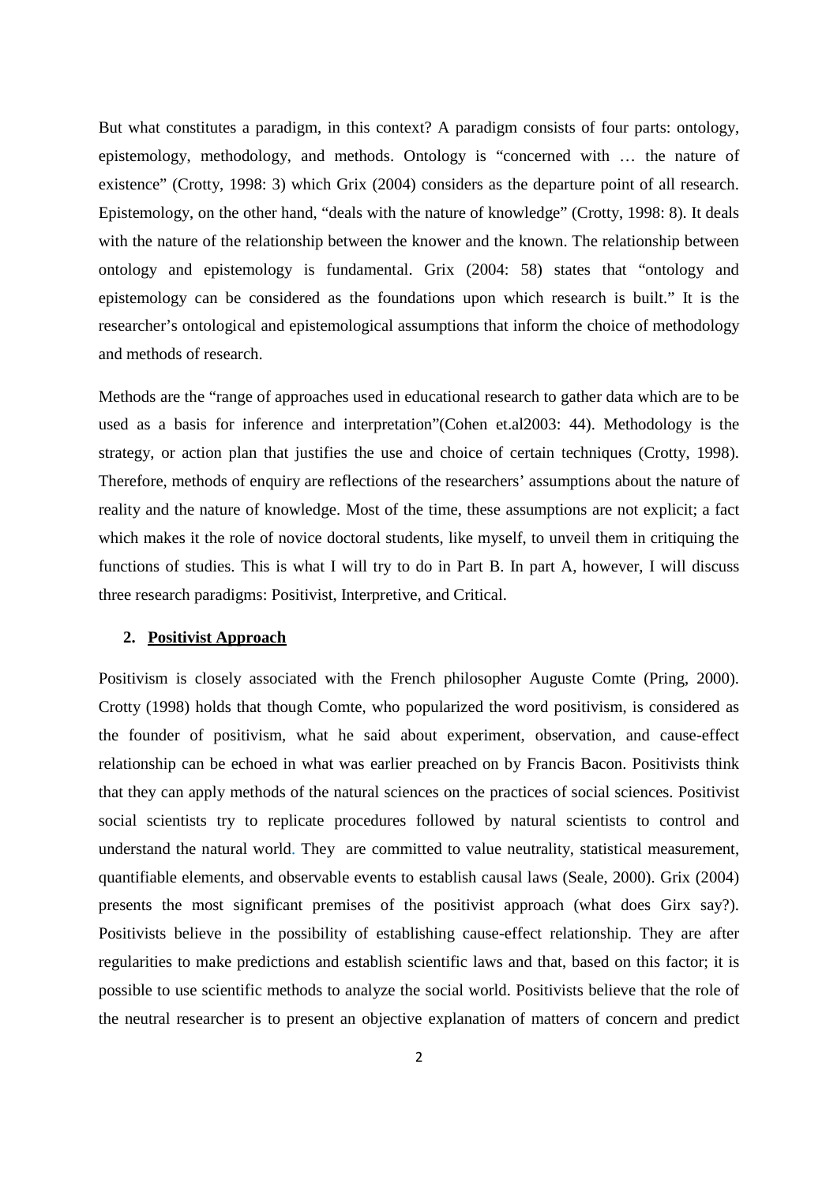But what constitutes a paradigm, in this context? A paradigm consists of four parts: ontology, epistemology, methodology, and methods. Ontology is "concerned with … the nature of existence" (Crotty, 1998: 3) which Grix (2004) considers as the departure point of all research. Epistemology, on the other hand, "deals with the nature of knowledge" (Crotty, 1998: 8). It deals with the nature of the relationship between the knower and the known. The relationship between ontology and epistemology is fundamental. Grix (2004: 58) states that "ontology and epistemology can be considered as the foundations upon which research is built." It is the researcher's ontological and epistemological assumptions that inform the choice of methodology and methods of research.

Methods are the "range of approaches used in educational research to gather data which are to be used as a basis for inference and interpretation"(Cohen et.al2003: 44). Methodology is the strategy, or action plan that justifies the use and choice of certain techniques (Crotty, 1998). Therefore, methods of enquiry are reflections of the researchers' assumptions about the nature of reality and the nature of knowledge. Most of the time, these assumptions are not explicit; a fact which makes it the role of novice doctoral students, like myself, to unveil them in critiquing the functions of studies. This is what I will try to do in Part B. In part A, however, I will discuss three research paradigms: Positivist, Interpretive, and Critical.

## 2. **Positivist Approach**

Positivism is closely associated with the French philosopher Auguste Comte (Pring, 2000). Crotty (1998) holds that though Comte, who popularized the word positivism, is considered as the founder of positivism, what he said about experiment, observation, and cause-effect relationship can be echoed in what was earlier preached on by Francis Bacon. Positivists think that they can apply methods of the natural sciences on the practices of social sciences. Positivist social scientists try to replicate procedures followed by natural scientists to control and understand the natural world. They are committed to value neutrality, statistical measurement, quantifiable elements, and observable events to establish causal laws (Seale, 2000). Grix (2004) presents the most significant premises of the positivist approach (what does Girx say?). Positivists believe in the possibility of establishing cause-effect relationship. They are after regularities to make predictions and establish scientific laws and that, based on this factor; it is possible to use scientific methods to analyze the social world. Positivists believe that the role of the neutral researcher is to present an objective explanation of matters of concern and predict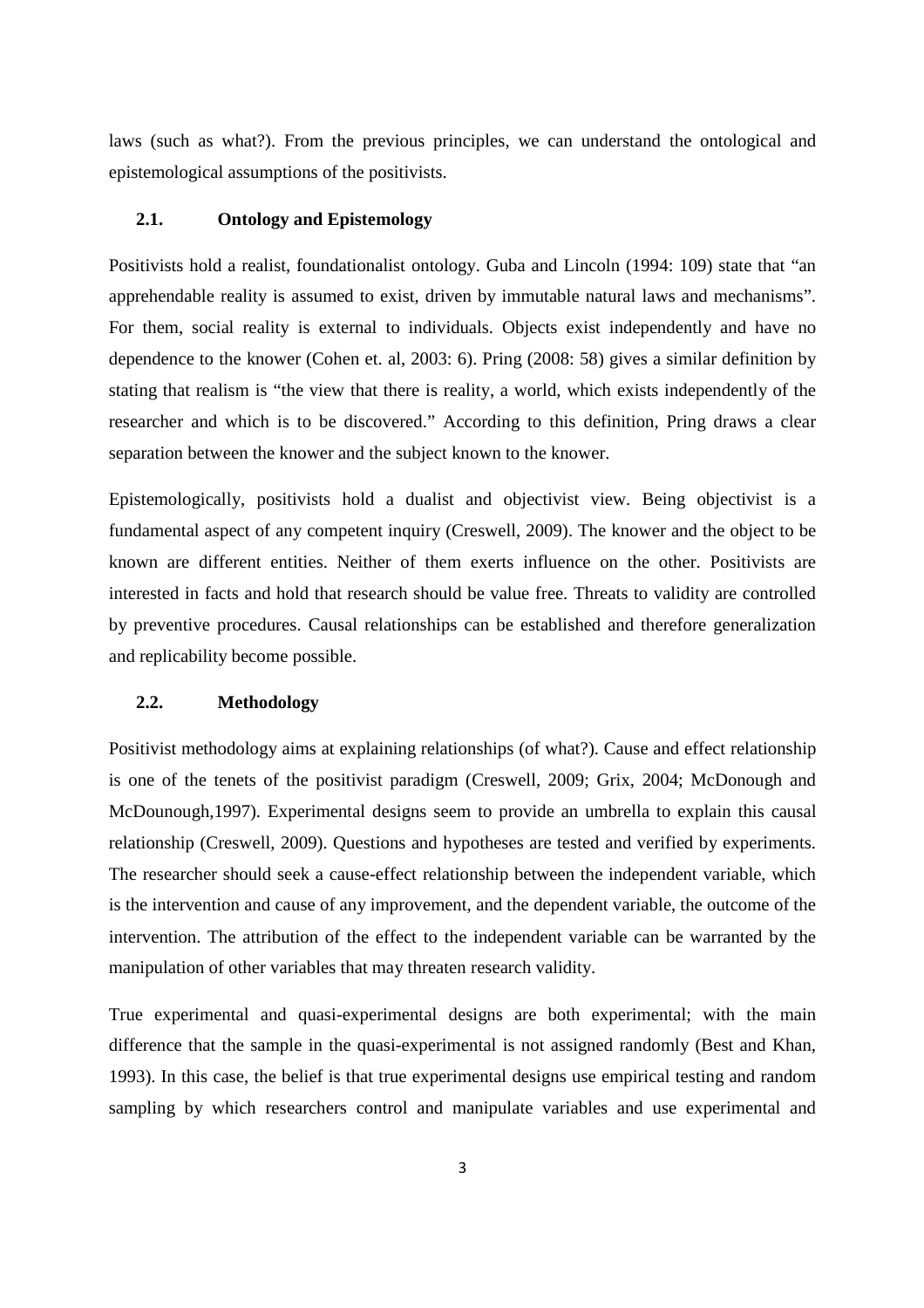laws (such as what?). From the previous principles, we can understand the ontological and epistemological assumptions of the positivists.

### 2.1. Ontology and Epistemology

Positivists hold a realist, foundationalist ontology. Guba and Lincoln (1994: 109) state that "an apprehendable reality is assumed to exist, driven by immutable natural laws and mechanisms". For them, social reality is external to individuals. Objects exist independently and have no dependence to the knower (Cohen et. al, 2003: 6). Pring (2008: 58) gives a similar definition by stating that realism is "the view that there is reality, a world, which exists independently of the researcher and which is to be discovered." According to this definition, Pring draws a clear separation between the knower and the subject known to the knower.

Epistemologically, positivists hold a dualist and objectivist view. Being objectivist is a fundamental aspect of any competent inquiry (Creswell, 2009). The knower and the object to be known are different entities. Neither of them exerts influence on the other. Positivists are interested in facts and hold that research should be value free. Threats to validity are controlled by preventive procedures. Causal relationships can be established and therefore generalization and replicability become possible.

### 2.2. Methodology

Positivist methodology aims at explaining relationships (of what?). Cause and effect relationship is one of the tenets of the positivist paradigm (Creswell, 2009; Grix, 2004; McDonough and McDounough,1997). Experimental designs seem to provide an umbrella to explain this causal relationship (Creswell, 2009). Questions and hypotheses are tested and verified by experiments. The researcher should seek a cause-effect relationship between the independent variable, which is the intervention and cause of any improvement, and the dependent variable, the outcome of the intervention. The attribution of the effect to the independent variable can be warranted by the manipulation of other variables that may threaten research validity.

True experimental and quasi-experimental designs are both experimental; with the main difference that the sample in the quasi-experimental is not assigned randomly (Best and Khan, 1993). In this case, the belief is that true experimental designs use empirical testing and random sampling by which researchers control and manipulate variables and use experimental and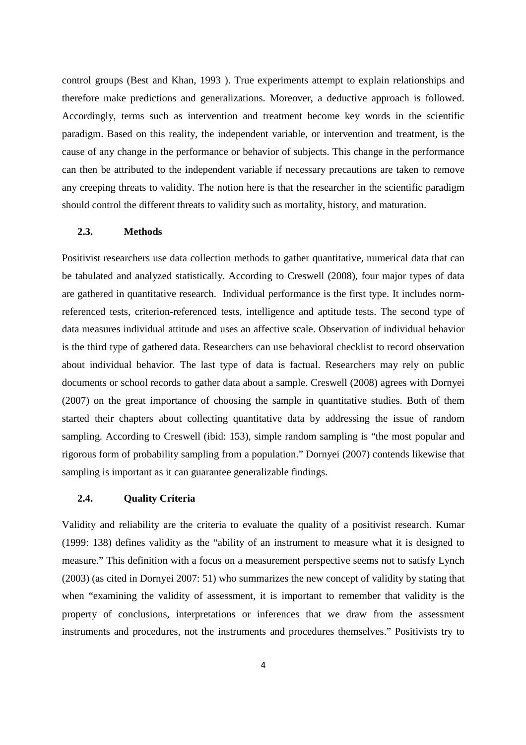control groups (Best and Khan, 1993 ). True experiments attempt to explain relationships and therefore make predictions and generalizations. Moreover, a deductive approach is followed. Accordingly, terms such as intervention and treatment become key words in the scientific paradigm. Based on this reality, the independent variable, or intervention and treatment, is the cause of any change in the performance or behavior of subjects. This change in the performance can then be attributed to the independent variable if necessary precautions are taken to remove any creeping threats to validity. The notion here is that the researcher in the scientific paradigm should control the different threats to validity such as mortality, history, and maturation.

### 2.3. Methods

Positivist researchers use data collection methods to gather quantitative, numerical data that can be tabulated and analyzed statistically. According to Creswell (2008), four major types of data are gathered in quantitative research. Individual performance is the first type. It includes norm-referenced tests, criterion-referenced tests, intelligence and aptitude tests. The second type of data measures individual attitude and uses an affective scale. Observation of individual behavior is the third type of gathered data. Researchers can use behavioral checklist to record observation about individual behavior. The last type of data is factual. Researchers may rely on public documents or school records to gather data about a sample. Creswell (2008) agrees with Dornyei (2007) on the great importance of choosing the sample in quantitative studies. Both of them started their chapters about collecting quantitative data by addressing the issue of random sampling. According to Creswell (ibid: 153), simple random sampling is "the most popular and rigorous form of probability sampling from a population." Dornyei (2007) contends likewise that sampling is important as it can guarantee generalizable findings.

### 2.4. Quality Criteria

Validity and reliability are the criteria to evaluate the quality of a positivist research. Kumar (1999: 138) defines validity as the "ability of an instrument to measure what it is designed to measure." This definition with a focus on a measurement perspective seems not to satisfy Lynch (2003) (as cited in Dornyei 2007: 51) who summarizes the new concept of validity by stating that when "examining the validity of assessment, it is important to remember that validity is the property of conclusions, interpretations or inferences that we draw from the assessment instruments and procedures, not the instruments and procedures themselves." Positivists try to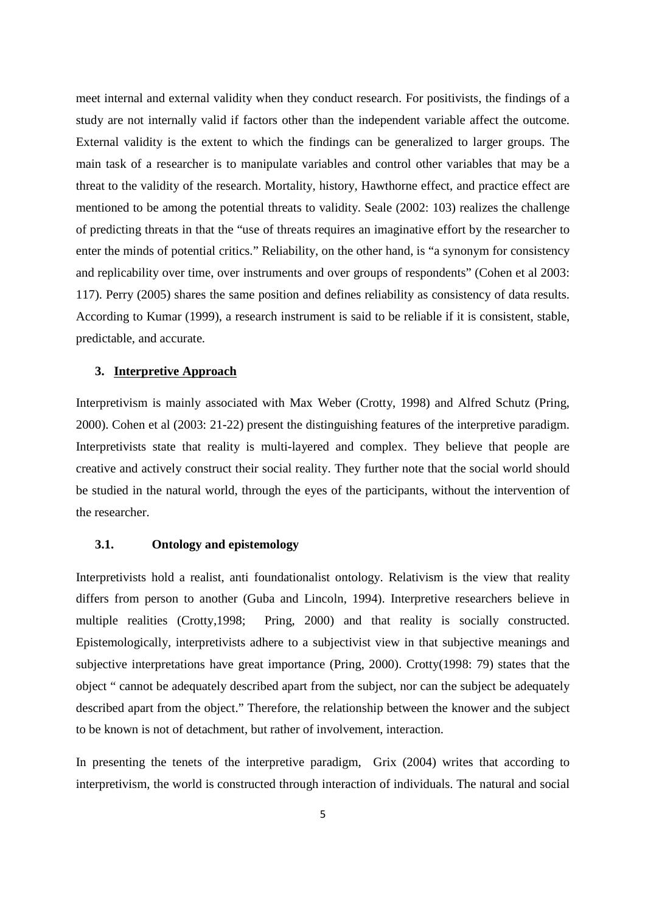meet internal and external validity when they conduct research. For positivists, the findings of a study are not internally valid if factors other than the independent variable affect the outcome. External validity is the extent to which the findings can be generalized to larger groups. The main task of a researcher is to manipulate variables and control other variables that may be a threat to the validity of the research. Mortality, history, Hawthorne effect, and practice effect are mentioned to be among the potential threats to validity. Seale (2002: 103) realizes the challenge of predicting threats in that the "use of threats requires an imaginative effort by the researcher to enter the minds of potential critics." Reliability, on the other hand, is "a synonym for consistency and replicability over time, over instruments and over groups of respondents" (Cohen et al 2003: 117). Perry (2005) shares the same position and defines reliability as consistency of data results. According to Kumar (1999), a research instrument is said to be reliable if it is consistent, stable, predictable, and accurate.

## 3. Interpretive Approach

Interpretivism is mainly associated with Max Weber (Crotty, 1998) and Alfred Schutz (Pring, 2000). Cohen et al (2003: 21-22) present the distinguishing features of the interpretive paradigm. Interpretivists state that reality is multi-layered and complex. They believe that people are creative and actively construct their social reality. They further note that the social world should be studied in the natural world, through the eyes of the participants, without the intervention of the researcher.

### 3.1. Ontology and epistemology

Interpretivists hold a realist, anti foundationalist ontology. Relativism is the view that reality differs from person to another (Guba and Lincoln, 1994). Interpretive researchers believe in multiple realities (Crotty,1998; Pring, 2000) and that reality is socially constructed. Epistemologically, interpretivists adhere to a subjectivist view in that subjective meanings and subjective interpretations have great importance (Pring, 2000). Crotty(1998: 79) states that the object " cannot be adequately described apart from the subject, nor can the subject be adequately described apart from the object." Therefore, the relationship between the knower and the subject to be known is not of detachment, but rather of involvement, interaction.

In presenting the tenets of the interpretive paradigm, Grix (2004) writes that according to interpretivism, the world is constructed through interaction of individuals. The natural and social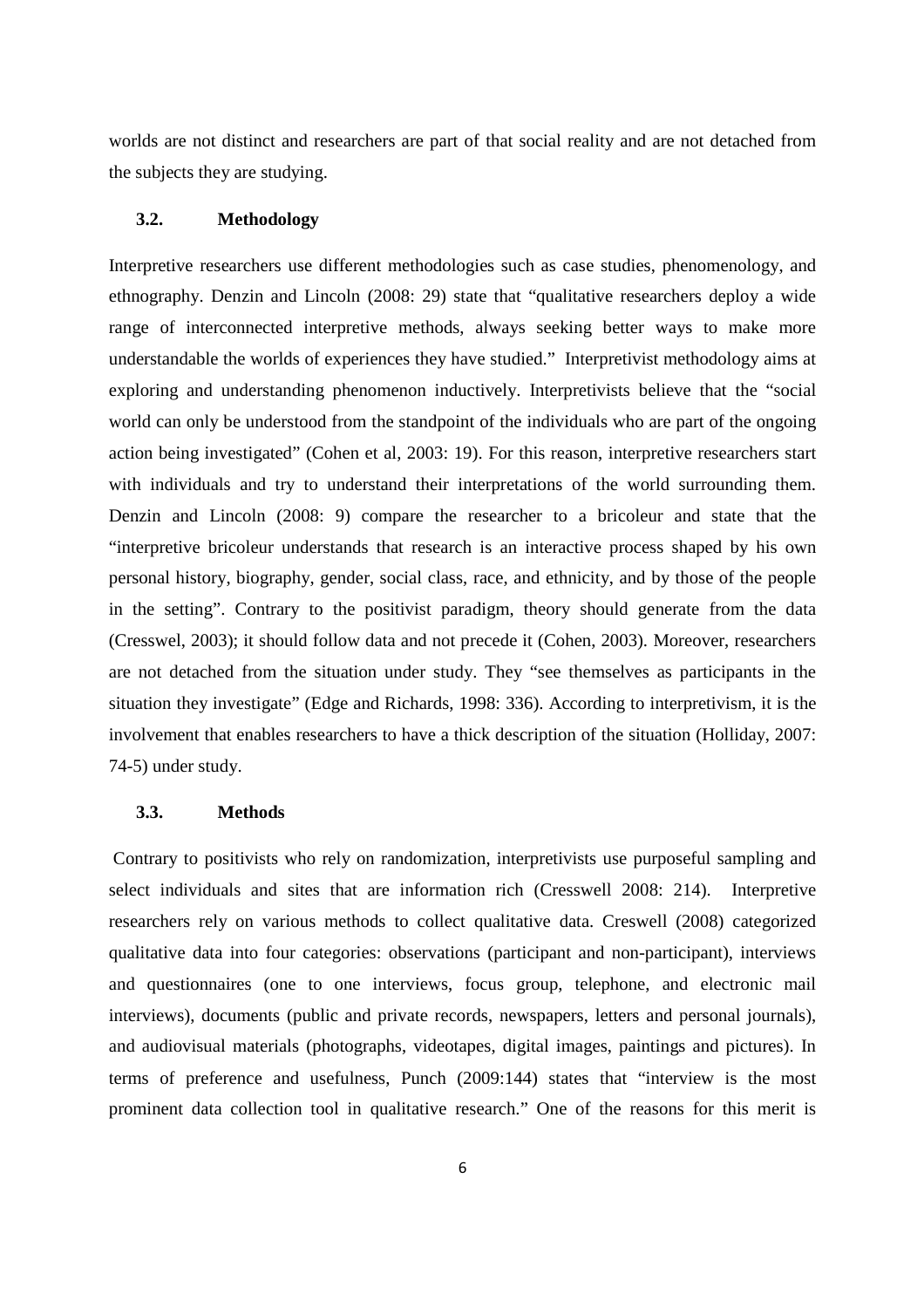worlds are not distinct and researchers are part of that social reality and are not detached from the subjects they are studying.

### 3.2. Methodology

Interpretive researchers use different methodologies such as case studies, phenomenology, and ethnography. Denzin and Lincoln (2008: 29) state that "qualitative researchers deploy a wide range of interconnected interpretive methods, always seeking better ways to make more understandable the worlds of experiences they have studied." Interpretivist methodology aims at exploring and understanding phenomenon inductively. Interpretivists believe that the "social world can only be understood from the standpoint of the individuals who are part of the ongoing action being investigated" (Cohen et al, 2003: 19). For this reason, interpretive researchers start with individuals and try to understand their interpretations of the world surrounding them. Denzin and Lincoln (2008: 9) compare the researcher to a bricoleur and state that the "interpretive bricoleur understands that research is an interactive process shaped by his own personal history, biography, gender, social class, race, and ethnicity, and by those of the people in the setting". Contrary to the positivist paradigm, theory should generate from the data (Cresswel, 2003); it should follow data and not precede it (Cohen, 2003). Moreover, researchers are not detached from the situation under study. They "see themselves as participants in the situation they investigate" (Edge and Richards, 1998: 336). According to interpretivism, it is the involvement that enables researchers to have a thick description of the situation (Holliday, 2007: 74-5) under study.

### 3.3. Methods

Contrary to positivists who rely on randomization, interpretivists use purposeful sampling and select individuals and sites that are information rich (Cresswell 2008: 214). Interpretive researchers rely on various methods to collect qualitative data. Creswell (2008) categorized qualitative data into four categories: observations (participant and non-participant), interviews and questionnaires (one to one interviews, focus group, telephone, and electronic mail interviews), documents (public and private records, newspapers, letters and personal journals), and audiovisual materials (photographs, videotapes, digital images, paintings and pictures). In terms of preference and usefulness, Punch (2009:144) states that "interview is the most prominent data collection tool in qualitative research." One of the reasons for this merit is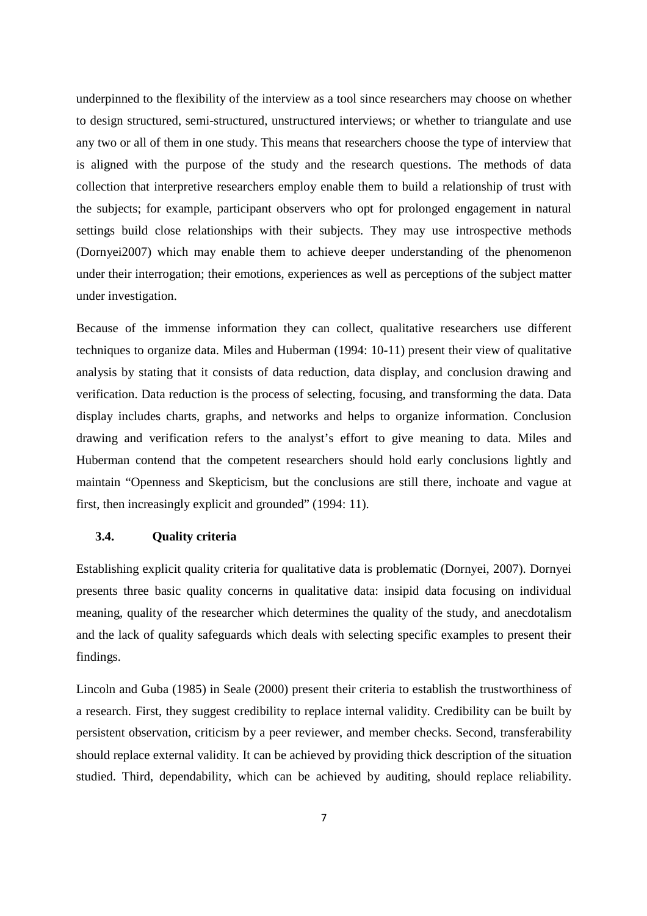underpinned to the flexibility of the interview as a tool since researchers may choose on whether to design structured, semi-structured, unstructured interviews; or whether to triangulate and use any two or all of them in one study. This means that researchers choose the type of interview that is aligned with the purpose of the study and the research questions. The methods of data collection that interpretive researchers employ enable them to build a relationship of trust with the subjects; for example, participant observers who opt for prolonged engagement in natural settings build close relationships with their subjects. They may use introspective methods (Dornyei2007) which may enable them to achieve deeper understanding of the phenomenon under their interrogation; their emotions, experiences as well as perceptions of the subject matter under investigation.

Because of the immense information they can collect, qualitative researchers use different techniques to organize data. Miles and Huberman (1994: 10-11) present their view of qualitative analysis by stating that it consists of data reduction, data display, and conclusion drawing and verification. Data reduction is the process of selecting, focusing, and transforming the data. Data display includes charts, graphs, and networks and helps to organize information. Conclusion drawing and verification refers to the analyst's effort to give meaning to data. Miles and Huberman contend that the competent researchers should hold early conclusions lightly and maintain "Openness and Skepticism, but the conclusions are still there, inchoate and vague at first, then increasingly explicit and grounded" (1994: 11).

### 3.4. Quality criteria

Establishing explicit quality criteria for qualitative data is problematic (Dornyei, 2007). Dornyei presents three basic quality concerns in qualitative data: insipid data focusing on individual meaning, quality of the researcher which determines the quality of the study, and anecdotalism and the lack of quality safeguards which deals with selecting specific examples to present their findings.

Lincoln and Guba (1985) in Seale (2000) present their criteria to establish the trustworthiness of a research. First, they suggest credibility to replace internal validity. Credibility can be built by persistent observation, criticism by a peer reviewer, and member checks. Second, transferability should replace external validity. It can be achieved by providing thick description of the situation studied. Third, dependability, which can be achieved by auditing, should replace reliability.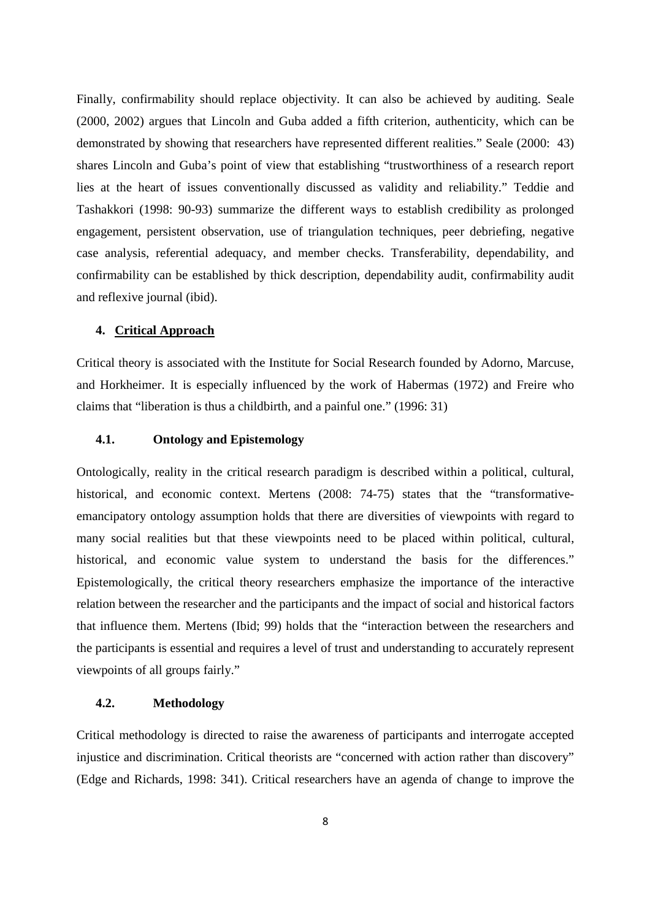Finally, confirmability should replace objectivity. It can also be achieved by auditing. Seale (2000, 2002) argues that Lincoln and Guba added a fifth criterion, authenticity, which can be demonstrated by showing that researchers have represented different realities." Seale (2000: 43) shares Lincoln and Guba's point of view that establishing "trustworthiness of a research report lies at the heart of issues conventionally discussed as validity and reliability." Teddie and Tashakkori (1998: 90-93) summarize the different ways to establish credibility as prolonged engagement, persistent observation, use of triangulation techniques, peer debriefing, negative case analysis, referential adequacy, and member checks. Transferability, dependability, and confirmability can be established by thick description, dependability audit, confirmability audit and reflexive journal (ibid).

## 4. Critical Approach

Critical theory is associated with the Institute for Social Research founded by Adorno, Marcuse, and Horkheimer. It is especially influenced by the work of Habermas (1972) and Freire who claims that "liberation is thus a childbirth, and a painful one." (1996: 31)

### 4.1. Ontology and Epistemology

Ontologically, reality in the critical research paradigm is described within a political, cultural, historical, and economic context. Mertens (2008: 74-75) states that the "transformative-emancipatory ontology assumption holds that there are diversities of viewpoints with regard to many social realities but that these viewpoints need to be placed within political, cultural, historical, and economic value system to understand the basis for the differences." Epistemologically, the critical theory researchers emphasize the importance of the interactive relation between the researcher and the participants and the impact of social and historical factors that influence them. Mertens (Ibid; 99) holds that the "interaction between the researchers and the participants is essential and requires a level of trust and understanding to accurately represent viewpoints of all groups fairly."

### 4.2. Methodology

Critical methodology is directed to raise the awareness of participants and interrogate accepted injustice and discrimination. Critical theorists are "concerned with action rather than discovery" (Edge and Richards, 1998: 341). Critical researchers have an agenda of change to improve the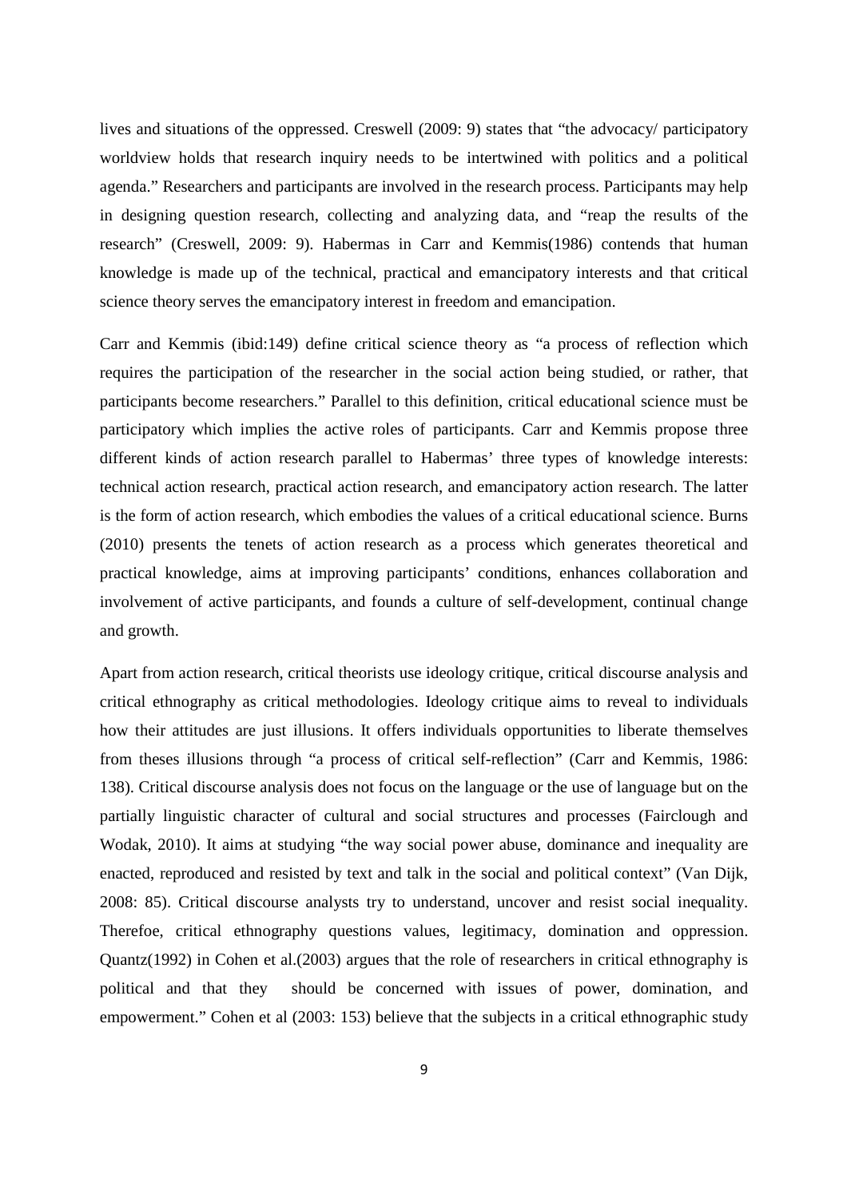lives and situations of the oppressed. Creswell (2009: 9) states that "the advocacy/ participatory worldview holds that research inquiry needs to be intertwined with politics and a political agenda." Researchers and participants are involved in the research process. Participants may help in designing question research, collecting and analyzing data, and "reap the results of the research" (Creswell, 2009: 9). Habermas in Carr and Kemmis(1986) contends that human knowledge is made up of the technical, practical and emancipatory interests and that critical science theory serves the emancipatory interest in freedom and emancipation.

Carr and Kemmis (ibid:149) define critical science theory as "a process of reflection which requires the participation of the researcher in the social action being studied, or rather, that participants become researchers." Parallel to this definition, critical educational science must be participatory which implies the active roles of participants. Carr and Kemmis propose three different kinds of action research parallel to Habermas' three types of knowledge interests: technical action research, practical action research, and emancipatory action research. The latter is the form of action research, which embodies the values of a critical educational science. Burns (2010) presents the tenets of action research as a process which generates theoretical and practical knowledge, aims at improving participants' conditions, enhances collaboration and involvement of active participants, and founds a culture of self-development, continual change and growth.

Apart from action research, critical theorists use ideology critique, critical discourse analysis and critical ethnography as critical methodologies. Ideology critique aims to reveal to individuals how their attitudes are just illusions. It offers individuals opportunities to liberate themselves from theses illusions through "a process of critical self-reflection" (Carr and Kemmis, 1986: 138). Critical discourse analysis does not focus on the language or the use of language but on the partially linguistic character of cultural and social structures and processes (Fairclough and Wodak, 2010). It aims at studying "the way social power abuse, dominance and inequality are enacted, reproduced and resisted by text and talk in the social and political context" (Van Dijk, 2008: 85). Critical discourse analysts try to understand, uncover and resist social inequality. Therefoe, critical ethnography questions values, legitimacy, domination and oppression. Quantz(1992) in Cohen et al.(2003) argues that the role of researchers in critical ethnography is political and that they should be concerned with issues of power, domination, and empowerment." Cohen et al (2003: 153) believe that the subjects in a critical ethnographic study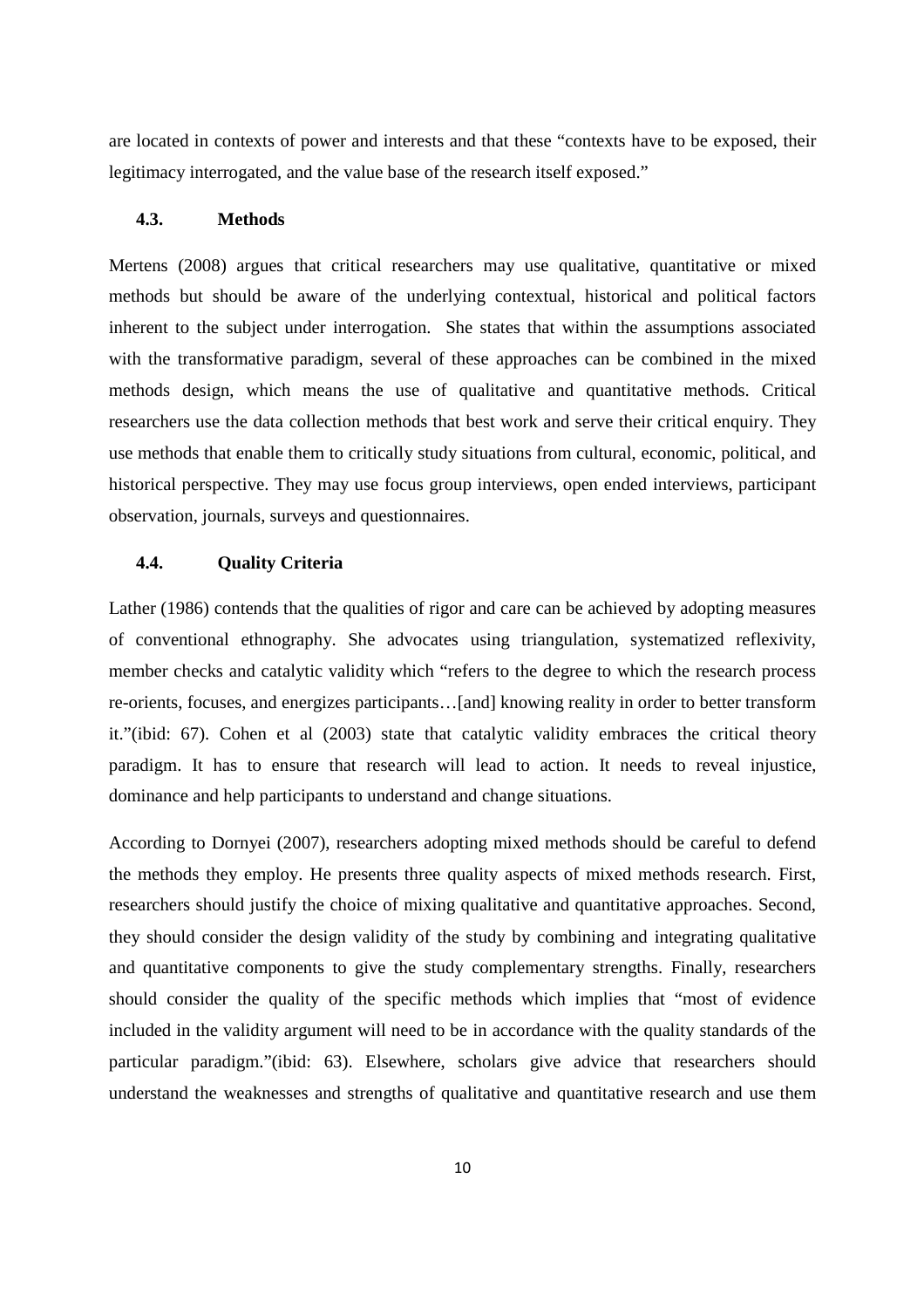are located in contexts of power and interests and that these "contexts have to be exposed, their legitimacy interrogated, and the value base of the research itself exposed."

### 4.3. Methods

Mertens (2008) argues that critical researchers may use qualitative, quantitative or mixed methods but should be aware of the underlying contextual, historical and political factors inherent to the subject under interrogation. She states that within the assumptions associated with the transformative paradigm, several of these approaches can be combined in the mixed methods design, which means the use of qualitative and quantitative methods. Critical researchers use the data collection methods that best work and serve their critical enquiry. They use methods that enable them to critically study situations from cultural, economic, political, and historical perspective. They may use focus group interviews, open ended interviews, participant observation, journals, surveys and questionnaires.

### 4.4. Quality Criteria

Lather (1986) contends that the qualities of rigor and care can be achieved by adopting measures of conventional ethnography. She advocates using triangulation, systematized reflexivity, member checks and catalytic validity which "refers to the degree to which the research process re-orients, focuses, and energizes participants…[and] knowing reality in order to better transform it."(ibid: 67). Cohen et al (2003) state that catalytic validity embraces the critical theory paradigm. It has to ensure that research will lead to action. It needs to reveal injustice, dominance and help participants to understand and change situations.

According to Dornyei (2007), researchers adopting mixed methods should be careful to defend the methods they employ. He presents three quality aspects of mixed methods research. First, researchers should justify the choice of mixing qualitative and quantitative approaches. Second, they should consider the design validity of the study by combining and integrating qualitative and quantitative components to give the study complementary strengths. Finally, researchers should consider the quality of the specific methods which implies that "most of evidence included in the validity argument will need to be in accordance with the quality standards of the particular paradigm."(ibid: 63). Elsewhere, scholars give advice that researchers should understand the weaknesses and strengths of qualitative and quantitative research and use them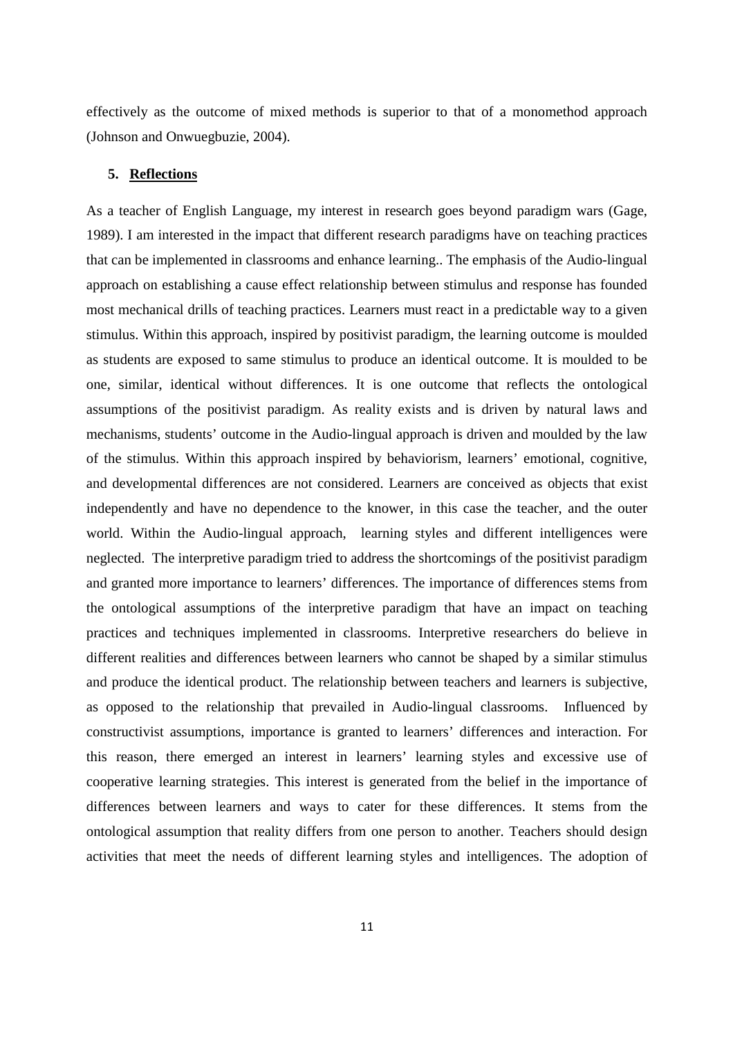effectively as the outcome of mixed methods is superior to that of a monomethod approach (Johnson and Onwuegbuzie, 2004).

## 5. Reflections

As a teacher of English Language, my interest in research goes beyond paradigm wars (Gage, 1989). I am interested in the impact that different research paradigms have on teaching practices that can be implemented in classrooms and enhance learning.. The emphasis of the Audio-lingual approach on establishing a cause effect relationship between stimulus and response has founded most mechanical drills of teaching practices. Learners must react in a predictable way to a given stimulus. Within this approach, inspired by positivist paradigm, the learning outcome is moulded as students are exposed to same stimulus to produce an identical outcome. It is moulded to be one, similar, identical without differences. It is one outcome that reflects the ontological assumptions of the positivist paradigm. As reality exists and is driven by natural laws and mechanisms, students' outcome in the Audio-lingual approach is driven and moulded by the law of the stimulus. Within this approach inspired by behaviorism, learners' emotional, cognitive, and developmental differences are not considered. Learners are conceived as objects that exist independently and have no dependence to the knower, in this case the teacher, and the outer world. Within the Audio-lingual approach, learning styles and different intelligences were neglected. The interpretive paradigm tried to address the shortcomings of the positivist paradigm and granted more importance to learners' differences. The importance of differences stems from the ontological assumptions of the interpretive paradigm that have an impact on teaching practices and techniques implemented in classrooms. Interpretive researchers do believe in different realities and differences between learners who cannot be shaped by a similar stimulus and produce the identical product. The relationship between teachers and learners is subjective, as opposed to the relationship that prevailed in Audio-lingual classrooms. Influenced by constructivist assumptions, importance is granted to learners' differences and interaction. For this reason, there emerged an interest in learners' learning styles and excessive use of cooperative learning strategies. This interest is generated from the belief in the importance of differences between learners and ways to cater for these differences. It stems from the ontological assumption that reality differs from one person to another. Teachers should design activities that meet the needs of different learning styles and intelligences. The adoption of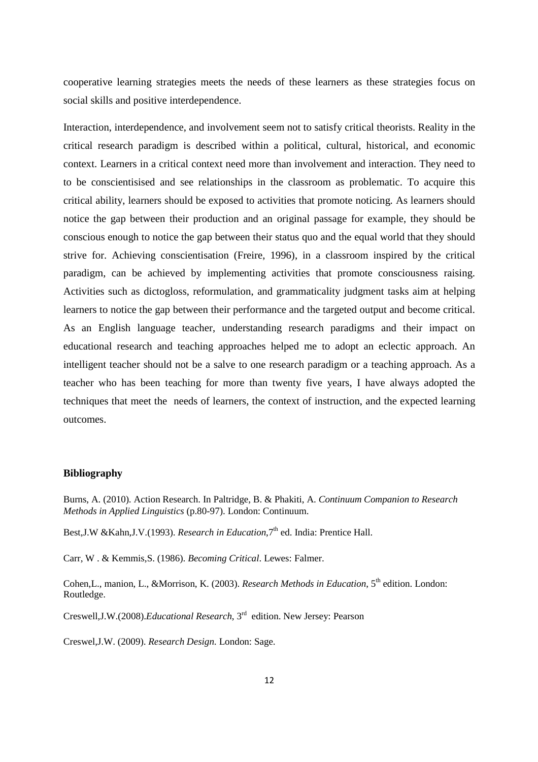cooperative learning strategies meets the needs of these learners as these strategies focus on social skills and positive interdependence.

Interaction, interdependence, and involvement seem not to satisfy critical theorists. Reality in the critical research paradigm is described within a political, cultural, historical, and economic context. Learners in a critical context need more than involvement and interaction. They need to to be conscientisised and see relationships in the classroom as problematic. To acquire this critical ability, learners should be exposed to activities that promote noticing. As learners should notice the gap between their production and an original passage for example, they should be conscious enough to notice the gap between their status quo and the equal world that they should strive for. Achieving conscientisation (Freire, 1996), in a classroom inspired by the critical paradigm, can be achieved by implementing activities that promote consciousness raising. Activities such as dictogloss, reformulation, and grammaticality judgment tasks aim at helping learners to notice the gap between their performance and the targeted output and become critical. As an English language teacher, understanding research paradigms and their impact on educational research and teaching approaches helped me to adopt an eclectic approach. An intelligent teacher should not be a salve to one research paradigm or a teaching approach. As a teacher who has been teaching for more than twenty five years, I have always adopted the techniques that meet the needs of learners, the context of instruction, and the expected learning outcomes.

**Bibliography**

Burns, A. (2010). Action Research. In Paltridge, B. & Phakiti, A. *Continuum Companion to Research Methods in Applied Linguistics* (p.80-97). London: Continuum.

Best,J.W &Kahn,J.V.(1993). *Research in Education*,7th ed. India: Prentice Hall.

Carr, W . & Kemmis,S. (1986). *Becoming Critical*. Lewes: Falmer.

Cohen,L., manion, L., &Morrison, K. (2003). *Research Methods in Education*, 5th edition. London: Routledge.

Creswell,J.W.(2008).*Educational Research*, 3rd edition. New Jersey: Pearson

Creswel,J.W. (2009). *Research Design.* London: Sage.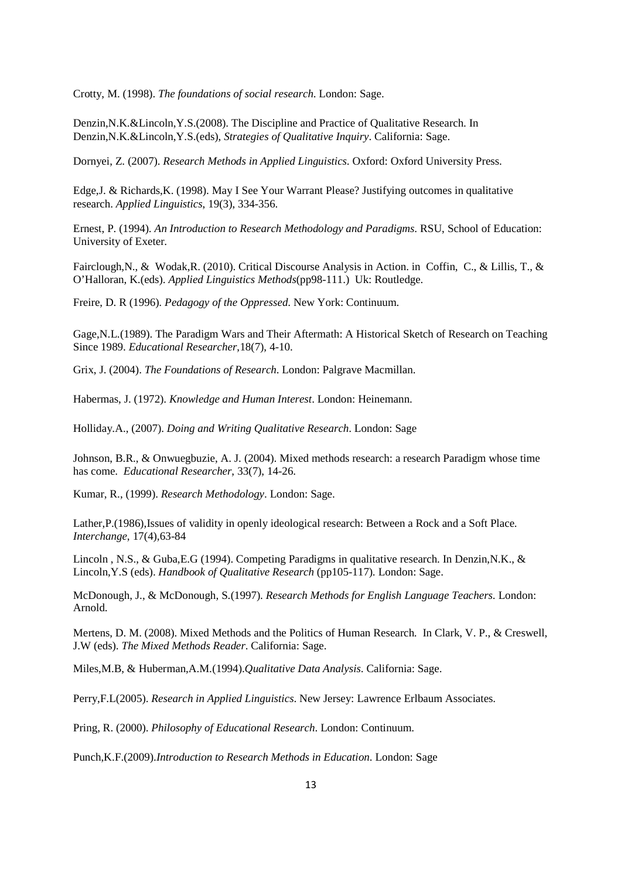Crotty, M. (1998). *The foundations of social research*. London: Sage.

Denzin,N.K.&Lincoln,Y.S.(2008). The Discipline and Practice of Qualitative Research. In Denzin,N.K.&Lincoln,Y.S.(eds), *Strategies of Qualitative Inquiry*. California: Sage.

Dornyei, Z. (2007). *Research Methods in Applied Linguistics*. Oxford: Oxford University Press.

Edge,J. & Richards,K. (1998). May I See Your Warrant Please? Justifying outcomes in qualitative research. *Applied Linguistics*, 19(3), 334-356.

Ernest, P. (1994). *An Introduction to Research Methodology and Paradigms*. RSU, School of Education: University of Exeter.

Fairclough,N., & Wodak,R. (2010). Critical Discourse Analysis in Action. in Coffin, C., & Lillis, T., & O'Halloran, K.(eds). *Applied Linguistics Methods*(pp98-111.) Uk: Routledge.

Freire, D. R (1996). *Pedagogy of the Oppressed*. New York: Continuum.

Gage,N.L.(1989). The Paradigm Wars and Their Aftermath: A Historical Sketch of Research on Teaching Since 1989. *Educational Researcher*,18(7), 4-10.

Grix, J. (2004). *The Foundations of Research*. London: Palgrave Macmillan.

Habermas, J. (1972). *Knowledge and Human Interest*. London: Heinemann.

Holliday.A., (2007). *Doing and Writing Qualitative Research*. London: Sage

Johnson, B.R., & Onwuegbuzie, A. J. (2004). Mixed methods research: a research Paradigm whose time has come. *Educational Researcher*, 33(7), 14-26.

Kumar, R., (1999). *Research Methodology*. London: Sage.

Lather,P.(1986),Issues of validity in openly ideological research: Between a Rock and a Soft Place. *Interchange*, 17(4),63-84

Lincoln , N.S., & Guba,E.G (1994). Competing Paradigms in qualitative research. In Denzin,N.K., & Lincoln,Y.S (eds). *Handbook of Qualitative Research* (pp105-117). London: Sage.

McDonough, J., & McDonough, S.(1997). *Research Methods for English Language Teachers*. London: Arnold.

Mertens, D. M. (2008). Mixed Methods and the Politics of Human Research. In Clark, V. P., & Creswell, J.W (eds). *The Mixed Methods Reader*. California: Sage.

Miles,M.B, & Huberman,A.M.(1994).*Qualitative Data Analysis*. California: Sage.

Perry,F.L(2005). *Research in Applied Linguistics*. New Jersey: Lawrence Erlbaum Associates.

Pring, R. (2000). *Philosophy of Educational Research*. London: Continuum.

Punch,K.F.(2009).*Introduction to Research Methods in Education*. London: Sage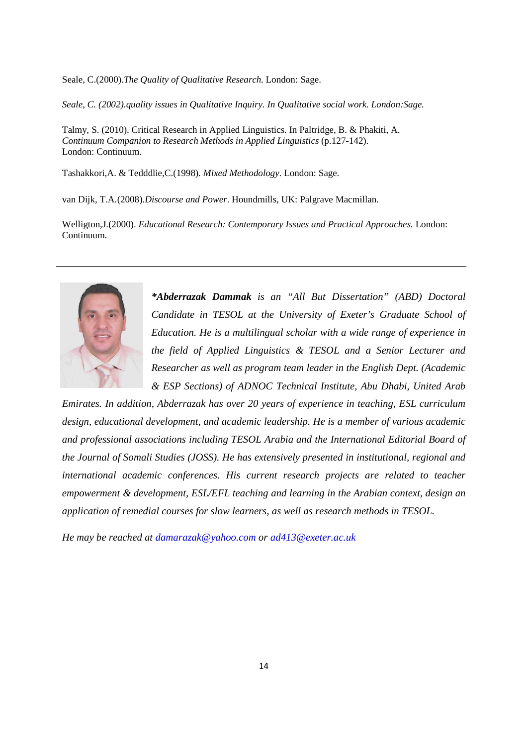Seale, C.(2000).*The Quality of Qualitative Research.* London: Sage.

*Seale, C. (2002).quality issues in Qualitative Inquiry. In Qualitative social work. London:Sage.*

Talmy, S. (2010). Critical Research in Applied Linguistics. In Paltridge, B. & Phakiti, A. *Continuum Companion to Research Methods in Applied Linguistics* (p.127-142). London: Continuum.

Tashakkori,A. & Tedddlie,C.(1998). *Mixed Methodology*. London: Sage.

van Dijk, T.A.(2008).*Discourse and Power*. Houndmills, UK: Palgrave Macmillan.

Welligton,J.(2000). *Educational Research: Contemporary Issues and Practical Approaches.* London: Continuum.

---

***Abderrazak Dammak** is an "All But Dissertation" (ABD) Doctoral Candidate in TESOL at the University of Exeter's Graduate School of Education. He is a multilingual scholar with a wide range of experience in the field of Applied Linguistics & TESOL and a Senior Lecturer and Researcher as well as program team leader in the English Dept. (Academic & ESP Sections) of ADNOC Technical Institute, Abu Dhabi, United Arab Emirates. In addition, Abderrazak has over 20 years of experience in teaching, ESL curriculum design, educational development, and academic leadership. He is a member of various academic and professional associations including TESOL Arabia and the International Editorial Board of the Journal of Somali Studies (JOSS). He has extensively presented in institutional, regional and international academic conferences. His current research projects are related to teacher empowerment & development, ESL/EFL teaching and learning in the Arabian context, design an application of remedial courses for slow learners, as well as research methods in TESOL.*

*He may be reached at damarazak@yahoo.com or ad413@exeter.ac.uk*